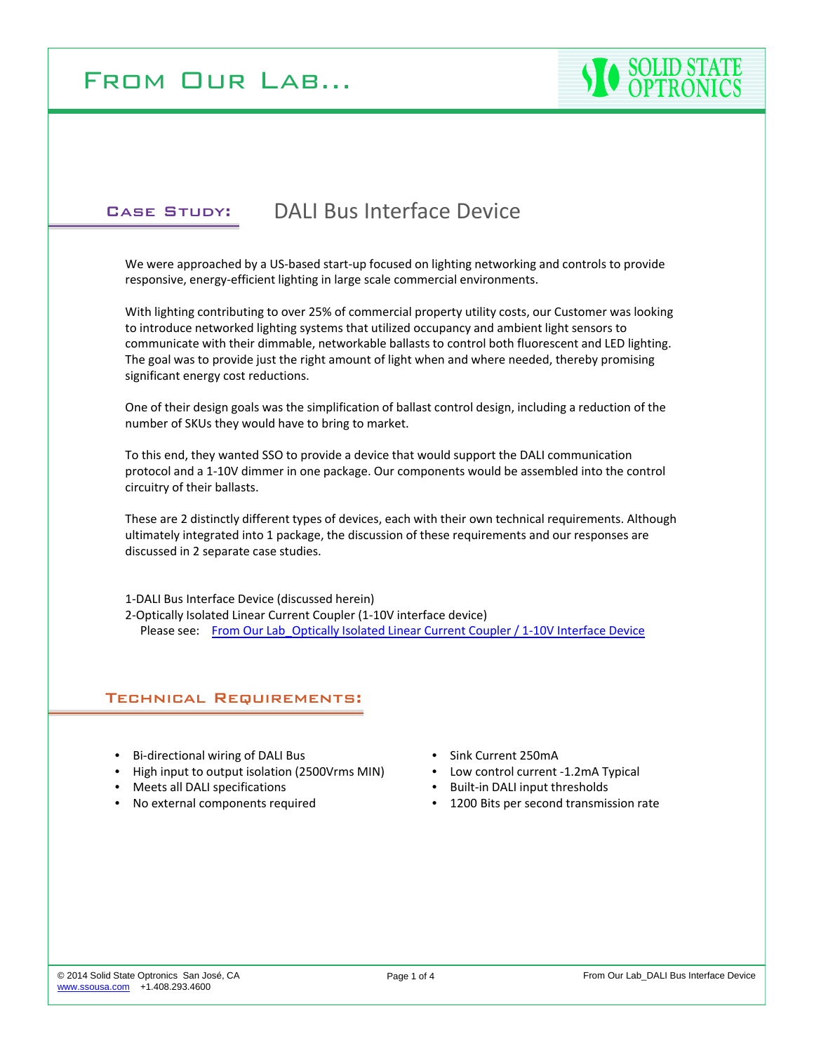# From Our Lab...

## Case Study: DALI Bus Interface Device

We were approached by a US-based start-up focused on lighting networking and controls to provide responsive, energy-efficient lighting in large scale commercial environments.

With lighting contributing to over 25% of commercial property utility costs, our Customer was looking to introduce networked lighting systems that utilized occupancy and ambient light sensors to communicate with their dimmable, networkable ballasts to control both fluorescent and LED lighting. The goal was to provide just the right amount of light when and where needed, thereby promising significant energy cost reductions.

One of their design goals was the simplification of ballast control design, including a reduction of the number of SKUs they would have to bring to market.

To this end, they wanted SSO to provide a device that would support the DALI communication protocol and a 1-10V dimmer in one package. Our components would be assembled into the control circuitry of their ballasts.

These are 2 distinctly different types of devices, each with their own technical requirements. Although ultimately integrated into 1 package, the discussion of these requirements and our responses are discussed in 2 separate case studies.

1-DALI Bus Interface Device (discussed herein)
2-Optically Isolated Linear Current Coupler (1-10V interface device)
Please see: From Our Lab_Optically Isolated Linear Current Coupler / 1-10V Interface Device

## Technical Requirements:

- Bi-directional wiring of DALI Bus
- High input to output isolation (2500Vrms MIN)
- Meets all DALI specifications
- No external components required
- Sink Current 250mA
- Low control current -1.2mA Typical
- Built-in DALI input thresholds
- 1200 Bits per second transmission rate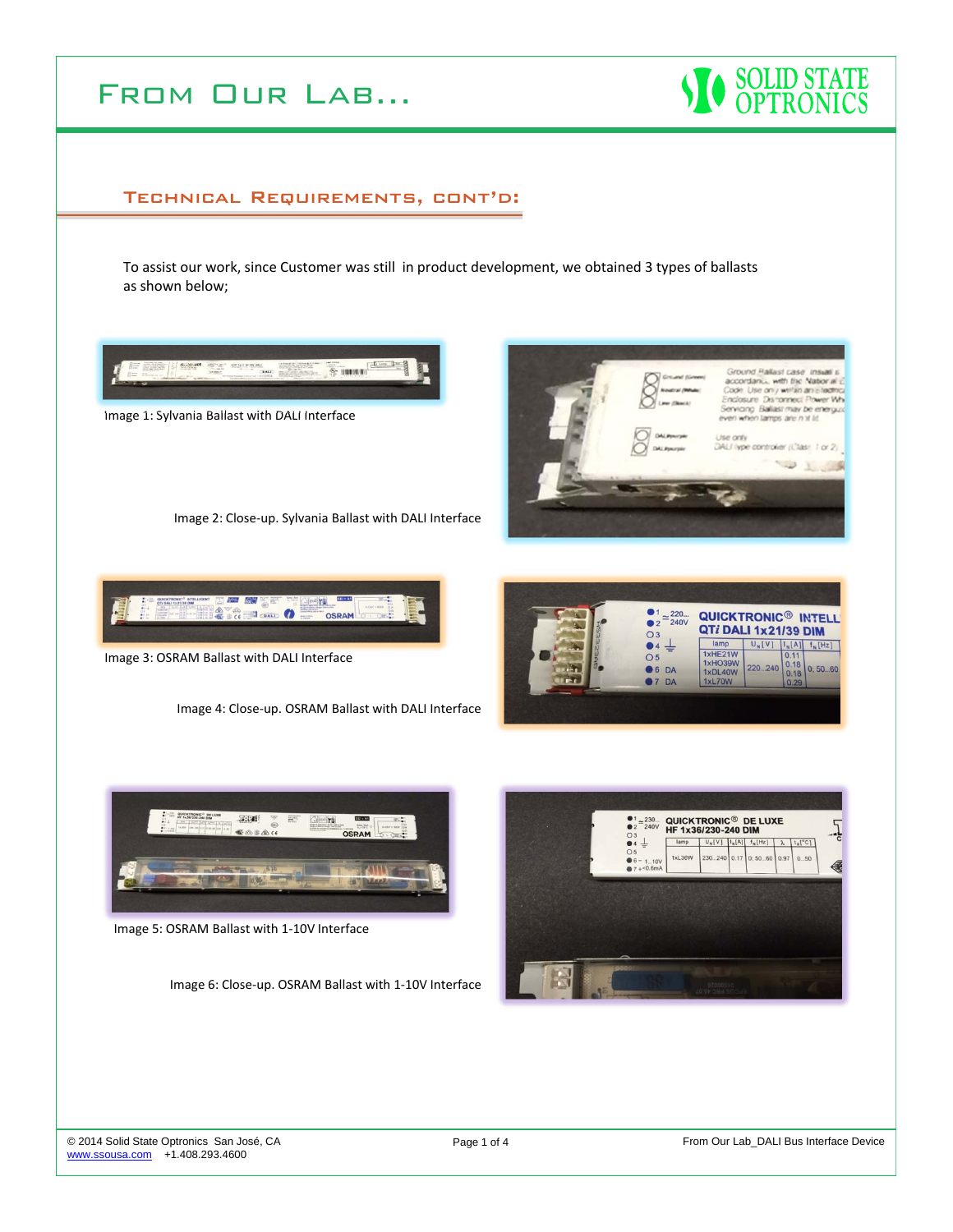## Technical Requirements, cont'd:

To assist our work, since Customer was still in product development, we obtained 3 types of ballasts as shown below;

Image 1: Sylvania Ballast with *DALI* Interface

Image 2: Close-up. Sylvania Ballast with DALI Interface

Image 3: OSRAM Ballast with DALI Interface

Image 4: Close-up. OSRAM Ballast with DALI Interface

Image 5: OSRAM Ballast with 1-10V Interface

Image 6: Close-up. OSRAM Ballast with 1-10V Interface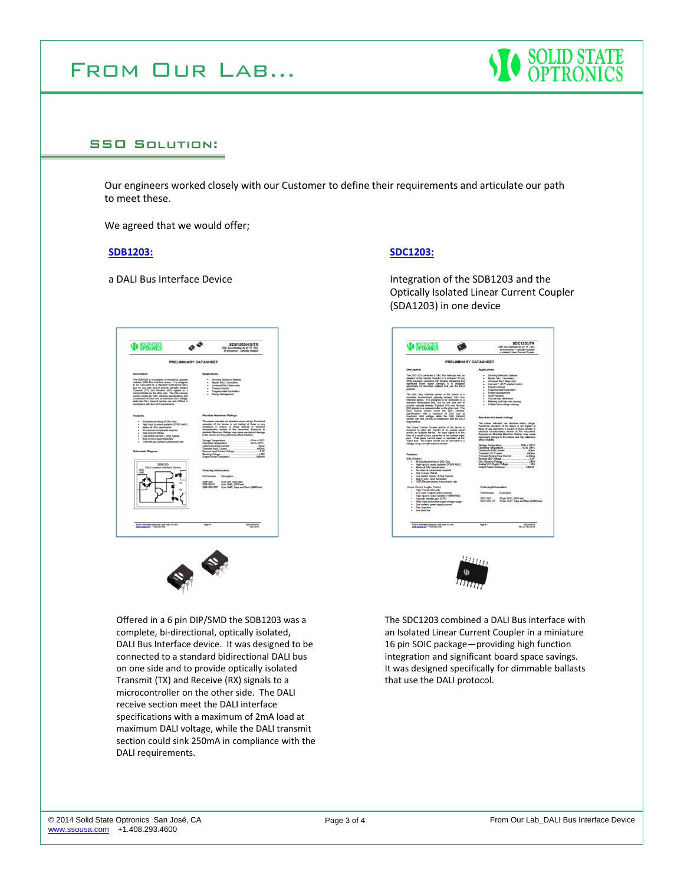# From Our Lab...

## SSO Solution:

Our engineers worked closely with our Customer to define their requirements and articulate our path to meet these.

We agreed that we would offer;

**SDB1203:**

a DALI Bus Interface Device

Offered in a 6 pin DIP/SMD the SDB1203 was a complete, bi-directional, optically isolated, DALI Bus Interface device. It was designed to be connected to a standard bidirectional DALI bus on one side and to provide optically isolated Transmit (TX) and Receive (RX) signals to a microcontroller on the other side. The DALI receive section meet the DALI interface specifications with a maximum of 2mA load at maximum DALI voltage, while the DALI transmit section could sink 250mA in compliance with the DALI requirements.

**SDC1203:**

Integration of the SDB1203 and the Optically Isolated Linear Current Coupler (SDA1203) in one device

The SDC1203 combined a DALI Bus interface with an Isolated Linear Current Coupler in a miniature 16 pin SOIC package—providing high function integration and significant board space savings. It was designed specifically for dimmable ballasts that use the DALI protocol.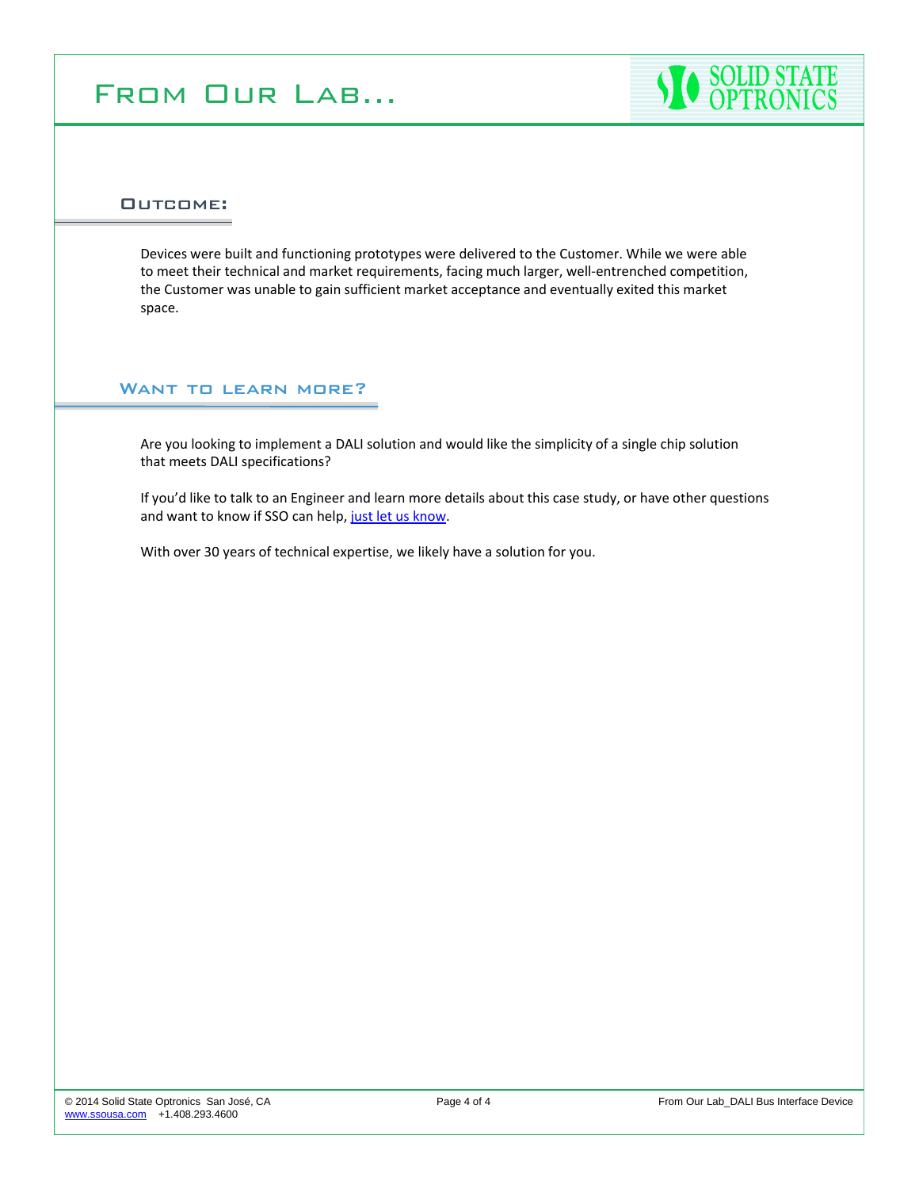## Outcome:

Devices were built and functioning prototypes were delivered to the Customer. While we were able to meet their technical and market requirements, facing much larger, well-entrenched competition, the Customer was unable to gain sufficient market acceptance and eventually exited this market space.

## Want to learn more?

Are you looking to implement a DALI solution and would like the simplicity of a single chip solution that meets DALI specifications?

If you'd like to talk to an Engineer and learn more details about this case study, or have other questions and want to know if SSO can help, just let us know.

With over 30 years of technical expertise, we likely have a solution for you.